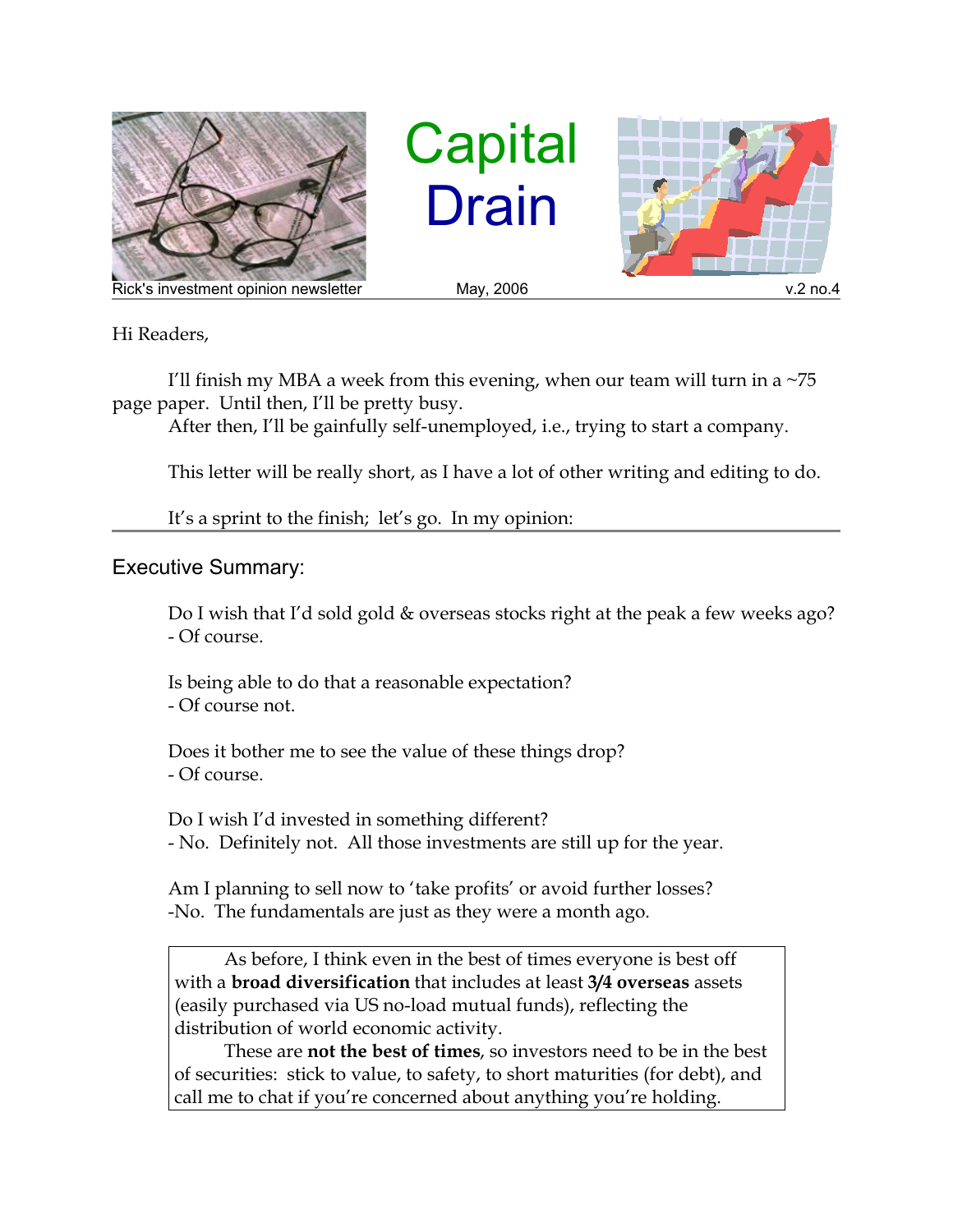# Capital Drain

Rick's investment opinion newsletter | May, 2006 | v.2 no.4

Hi Readers,

I'll finish my MBA a week from this evening, when our team will turn in a ~75 page paper. Until then, I'll be pretty busy.

After then, I'll be gainfully self-unemployed, i.e., trying to start a company.

This letter will be really short, as I have a lot of other writing and editing to do.

It's a sprint to the finish; let's go. In my opinion:

---

## Executive Summary:

Do I wish that I'd sold gold & overseas stocks right at the peak a few weeks ago?
- Of course.

Is being able to do that a reasonable expectation?
- Of course not.

Does it bother me to see the value of these things drop?
- Of course.

Do I wish I'd invested in something different?
- No. Definitely not. All those investments are still up for the year.

Am I planning to sell now to 'take profits' or avoid further losses?
-No. The fundamentals are just as they were a month ago.

> As before, I think even in the best of times everyone is best off with a **broad diversification** that includes at least **3/4 overseas** assets (easily purchased via US no-load mutual funds), reflecting the distribution of world economic activity.
>
> These are **not the best of times**, so investors need to be in the best of securities: stick to value, to safety, to short maturities (for debt), and call me to chat if you're concerned about anything you're holding.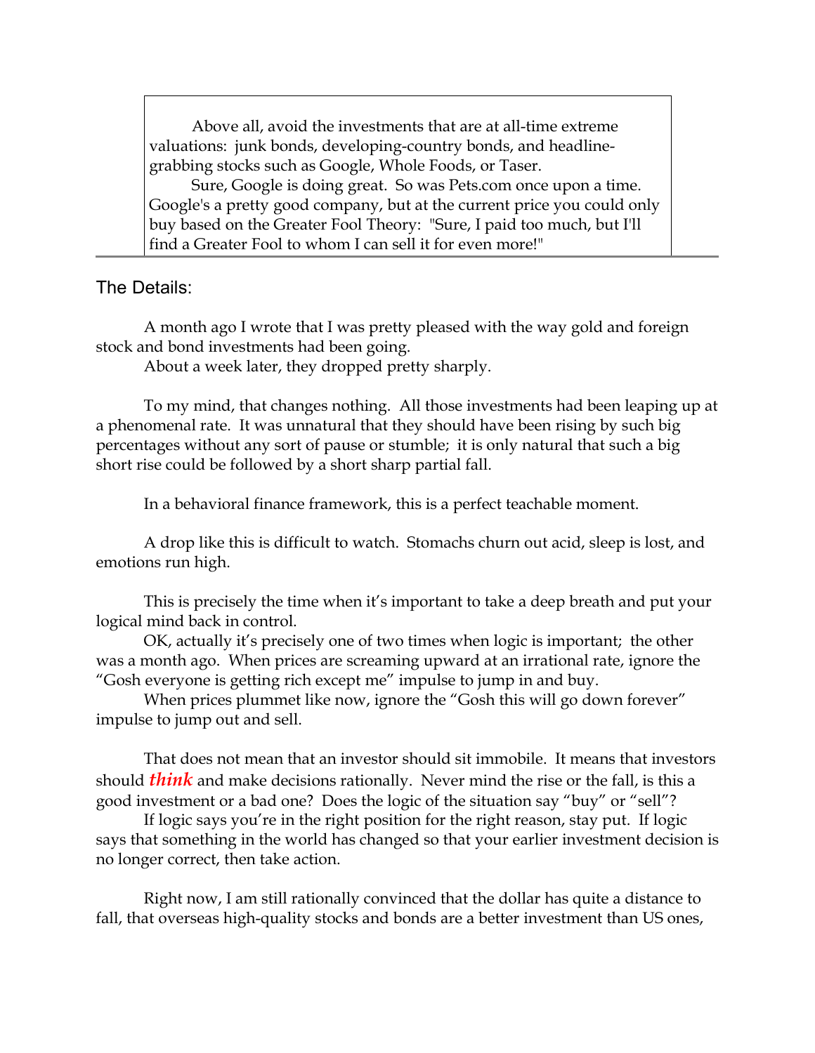Above all, avoid the investments that are at all-time extreme valuations: junk bonds, developing-country bonds, and headline-grabbing stocks such as Google, Whole Foods, or Taser.

Sure, Google is doing great. So was Pets.com once upon a time. Google's a pretty good company, but at the current price you could only buy based on the Greater Fool Theory: "Sure, I paid too much, but I'll find a Greater Fool to whom I can sell it for even more!"

---

## The Details:

A month ago I wrote that I was pretty pleased with the way gold and foreign stock and bond investments had been going.

About a week later, they dropped pretty sharply.

To my mind, that changes nothing. All those investments had been leaping up at a phenomenal rate. It was unnatural that they should have been rising by such big percentages without any sort of pause or stumble; it is only natural that such a big short rise could be followed by a short sharp partial fall.

In a behavioral finance framework, this is a perfect teachable moment.

A drop like this is difficult to watch. Stomachs churn out acid, sleep is lost, and emotions run high.

This is precisely the time when it's important to take a deep breath and put your logical mind back in control.

OK, actually it's precisely one of two times when logic is important; the other was a month ago. When prices are screaming upward at an irrational rate, ignore the "Gosh everyone is getting rich except me" impulse to jump in and buy.

When prices plummet like now, ignore the "Gosh this will go down forever" impulse to jump out and sell.

That does not mean that an investor should sit immobile. It means that investors should ***think*** and make decisions rationally. Never mind the rise or the fall, is this a good investment or a bad one? Does the logic of the situation say "buy" or "sell"?

If logic says you're in the right position for the right reason, stay put. If logic says that something in the world has changed so that your earlier investment decision is no longer correct, then take action.

Right now, I am still rationally convinced that the dollar has quite a distance to fall, that overseas high-quality stocks and bonds are a better investment than US ones,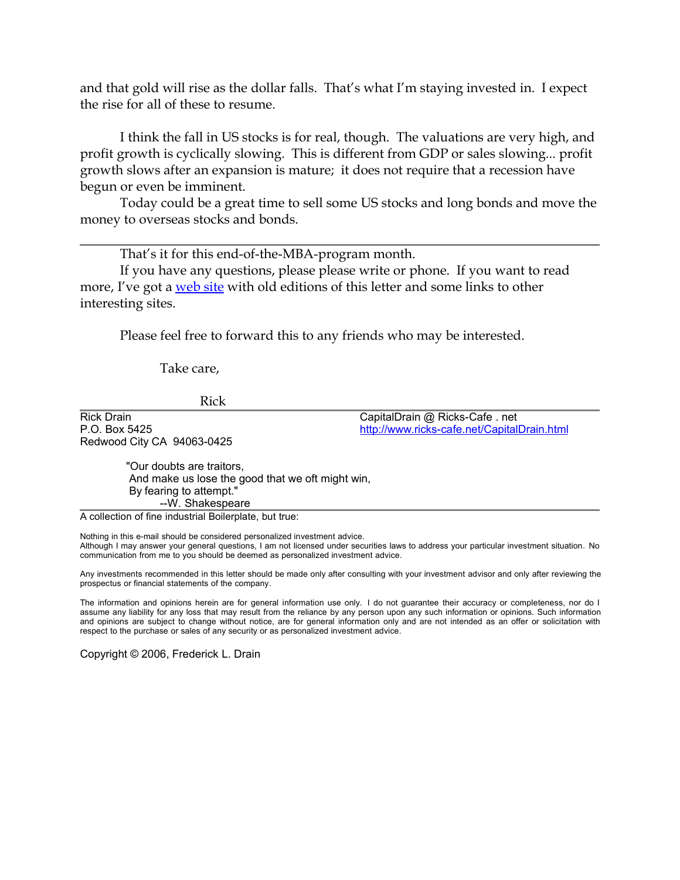and that gold will rise as the dollar falls. That's what I'm staying invested in. I expect the rise for all of these to resume.

I think the fall in US stocks is for real, though. The valuations are very high, and profit growth is cyclically slowing. This is different from GDP or sales slowing... profit growth slows after an expansion is mature; it does not require that a recession have begun or even be imminent.

Today could be a great time to sell some US stocks and long bonds and move the money to overseas stocks and bonds.

---

That's it for this end-of-the-MBA-program month.

If you have any questions, please please write or phone. If you want to read more, I've got a [web site](http://www.ricks-cafe.net/CapitalDrain.html) with old editions of this letter and some links to other interesting sites.

Please feel free to forward this to any friends who may be interested.

Take care,

Rick

---

Rick Drain
P.O. Box 5425
Redwood City CA 94063-0425

CapitalDrain @ Ricks-Cafe . net
http://www.ricks-cafe.net/CapitalDrain.html

"Our doubts are traitors,
And make us lose the good that we oft might win,
By fearing to attempt."
--W. Shakespeare

---

A collection of fine industrial Boilerplate, but true:

Nothing in this e-mail should be considered personalized investment advice.
Although I may answer your general questions, I am not licensed under securities laws to address your particular investment situation. No communication from me to you should be deemed as personalized investment advice.

Any investments recommended in this letter should be made only after consulting with your investment advisor and only after reviewing the prospectus or financial statements of the company.

The information and opinions herein are for general information use only. I do not guarantee their accuracy or completeness, nor do I assume any liability for any loss that may result from the reliance by any person upon any such information or opinions. Such information and opinions are subject to change without notice, are for general information only and are not intended as an offer or solicitation with respect to the purchase or sales of any security or as personalized investment advice.

Copyright © 2006, Frederick L. Drain